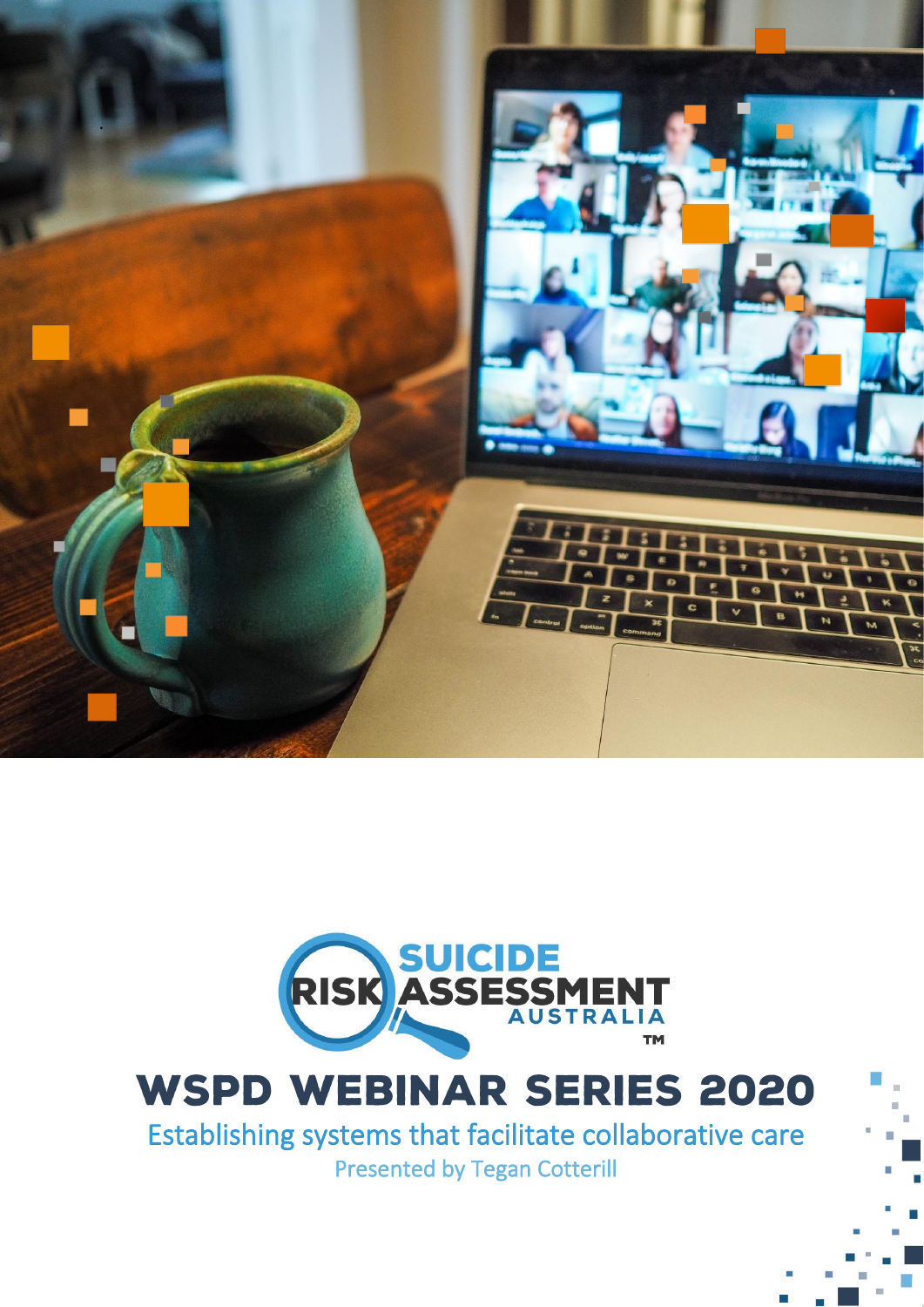SUICIDE RISK ASSESSMENT AUSTRALIA™

# WSPD WEBINAR SERIES 2020

## Establishing systems that facilitate collaborative care

Presented by Tegan Cotterill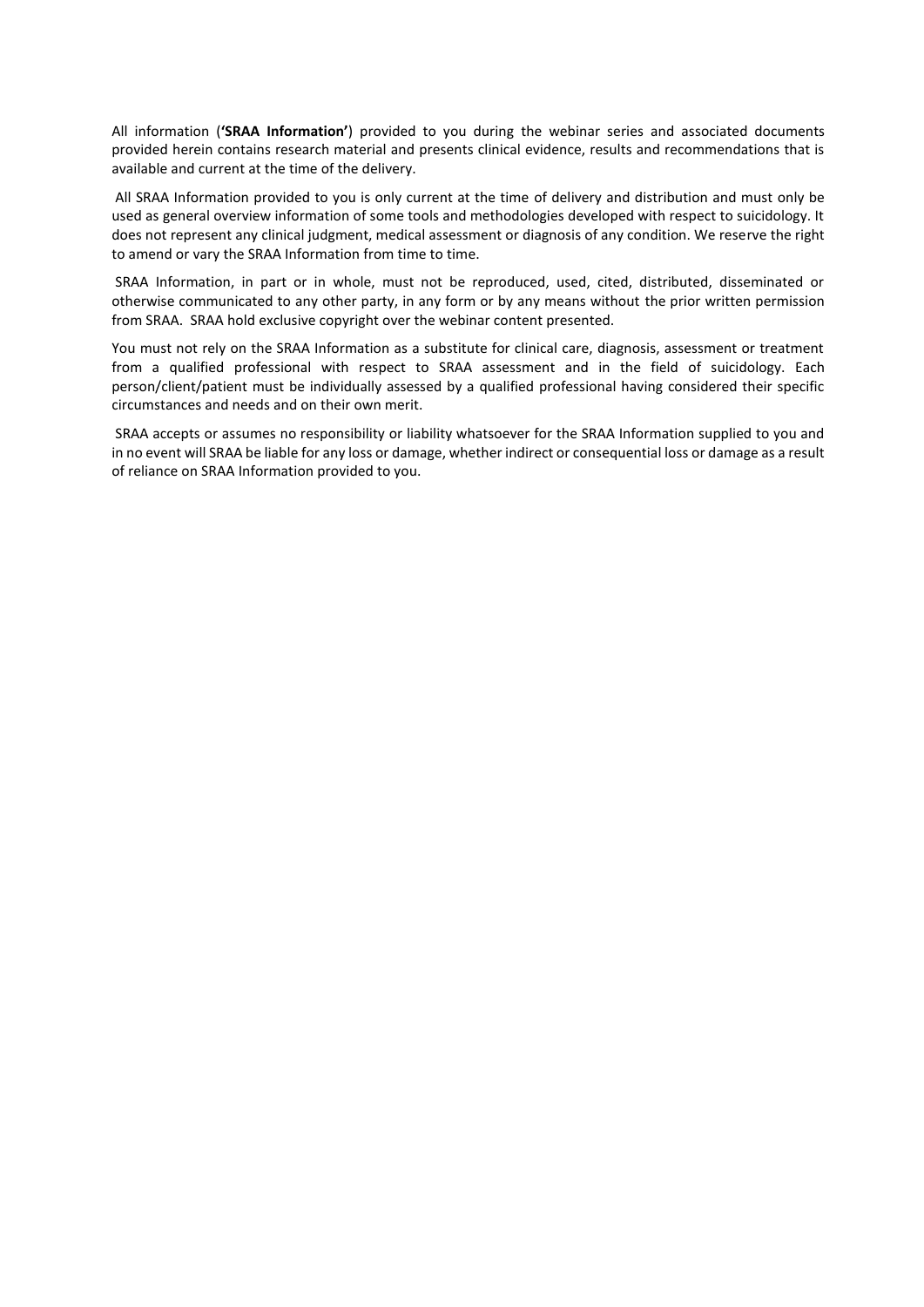All information (**'SRAA Information'**) provided to you during the webinar series and associated documents provided herein contains research material and presents clinical evidence, results and recommendations that is available and current at the time of the delivery.

All SRAA Information provided to you is only current at the time of delivery and distribution and must only be used as general overview information of some tools and methodologies developed with respect to suicidology. It does not represent any clinical judgment, medical assessment or diagnosis of any condition. We reserve the right to amend or vary the SRAA Information from time to time.

SRAA Information, in part or in whole, must not be reproduced, used, cited, distributed, disseminated or otherwise communicated to any other party, in any form or by any means without the prior written permission from SRAA. SRAA hold exclusive copyright over the webinar content presented.

You must not rely on the SRAA Information as a substitute for clinical care, diagnosis, assessment or treatment from a qualified professional with respect to SRAA assessment and in the field of suicidology. Each person/client/patient must be individually assessed by a qualified professional having considered their specific circumstances and needs and on their own merit.

SRAA accepts or assumes no responsibility or liability whatsoever for the SRAA Information supplied to you and in no event will SRAA be liable for any loss or damage, whether indirect or consequential loss or damage as a result of reliance on SRAA Information provided to you.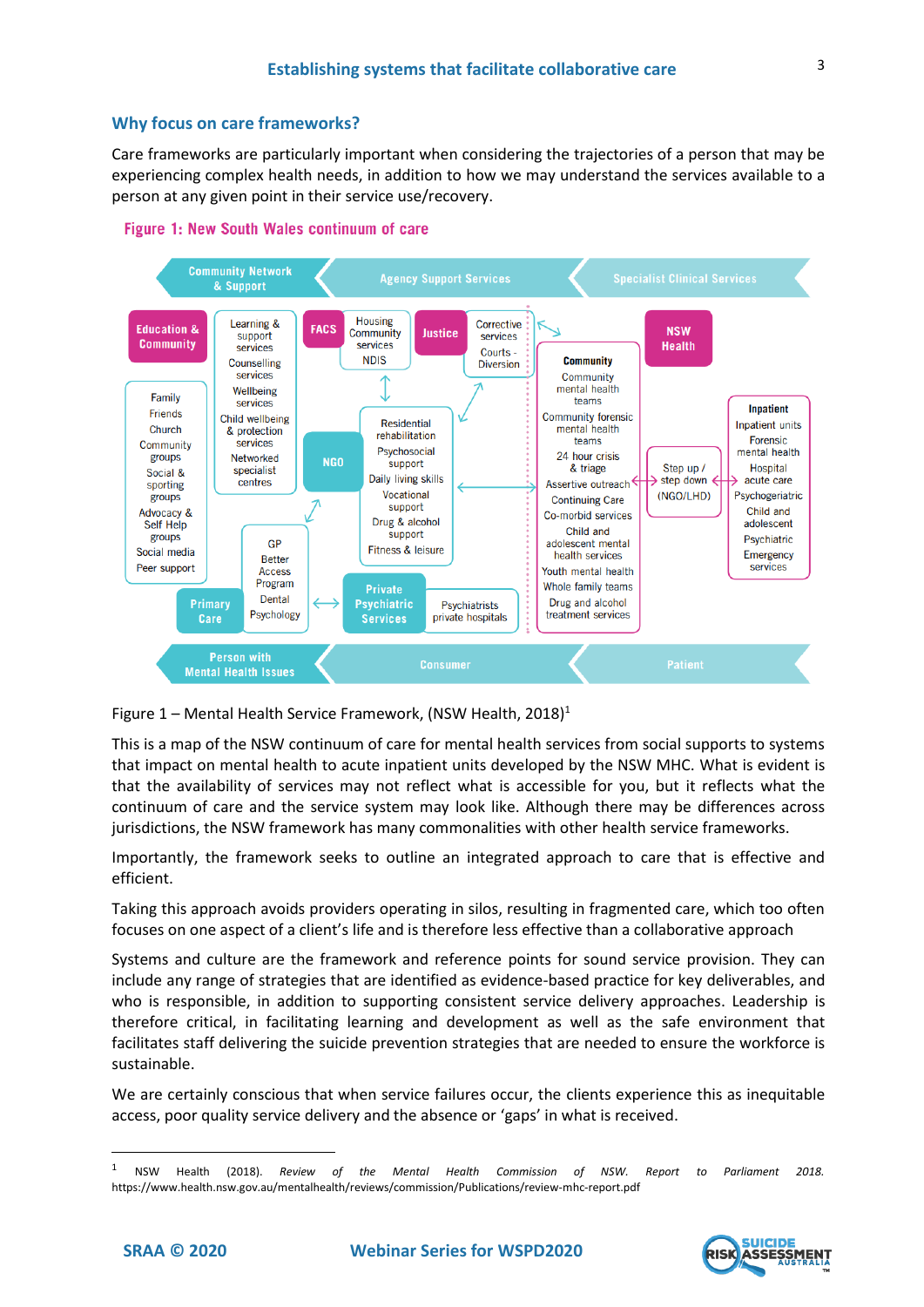## Why focus on care frameworks?

Care frameworks are particularly important when considering the trajectories of a person that may be experiencing complex health needs, in addition to how we may understand the services available to a person at any given point in their service use/recovery.

**Figure 1: New South Wales continuum of care**

Community Network & Support | Agency Support Services | Specialist Clinical Services

Education & Community: Family, Friends, Church, Community groups, Social & sporting groups, Advocacy & Self Help groups, Social media, Peer support

Learning & support services, Counselling services, Wellbeing services, Child wellbeing & protection services, Networked specialist centres

FACS: Housing, Community services, NDIS

Justice: Corrective services, Courts - Diversion

NGO: Residential rehabilitation, Psychosocial support, Daily living skills, Vocational support, Drug & alcohol support, Fitness & leisure

Primary Care: GP, Better Access Program, Dental, Psychology

Private Psychiatric Services: Psychiatrists, private hospitals

Community: Community mental health teams, Community forensic mental health teams, 24 hour crisis & triage, Assertive outreach, Continuing Care, Co-morbid services, Child and adolescent mental health services, Youth mental health, Whole family teams, Drug and alcohol treatment services

NSW Health: Step up / step down (NGO/LHD)

Inpatient: Inpatient units, Forensic mental health, Hospital acute care, Psychogeriatric, Child and adolescent, Psychiatric Emergency services

Person with Mental Health Issues | Consumer | Patient

Figure 1 – Mental Health Service Framework, (NSW Health, 2018)[1]

This is a map of the NSW continuum of care for mental health services from social supports to systems that impact on mental health to acute inpatient units developed by the NSW MHC. What is evident is that the availability of services may not reflect what is accessible for you, but it reflects what the continuum of care and the service system may look like. Although there may be differences across jurisdictions, the NSW framework has many commonalities with other health service frameworks.

Importantly, the framework seeks to outline an integrated approach to care that is effective and efficient.

Taking this approach avoids providers operating in silos, resulting in fragmented care, which too often focuses on one aspect of a client's life and is therefore less effective than a collaborative approach

Systems and culture are the framework and reference points for sound service provision. They can include any range of strategies that are identified as evidence-based practice for key deliverables, and who is responsible, in addition to supporting consistent service delivery approaches. Leadership is therefore critical, in facilitating learning and development as well as the safe environment that facilitates staff delivering the suicide prevention strategies that are needed to ensure the workforce is sustainable.

We are certainly conscious that when service failures occur, the clients experience this as inequitable access, poor quality service delivery and the absence or 'gaps' in what is received.

---

[1] NSW Health (2018). *Review of the Mental Health Commission of NSW. Report to Parliament 2018.* https://www.health.nsw.gov.au/mentalhealth/reviews/commission/Publications/review-mhc-report.pdf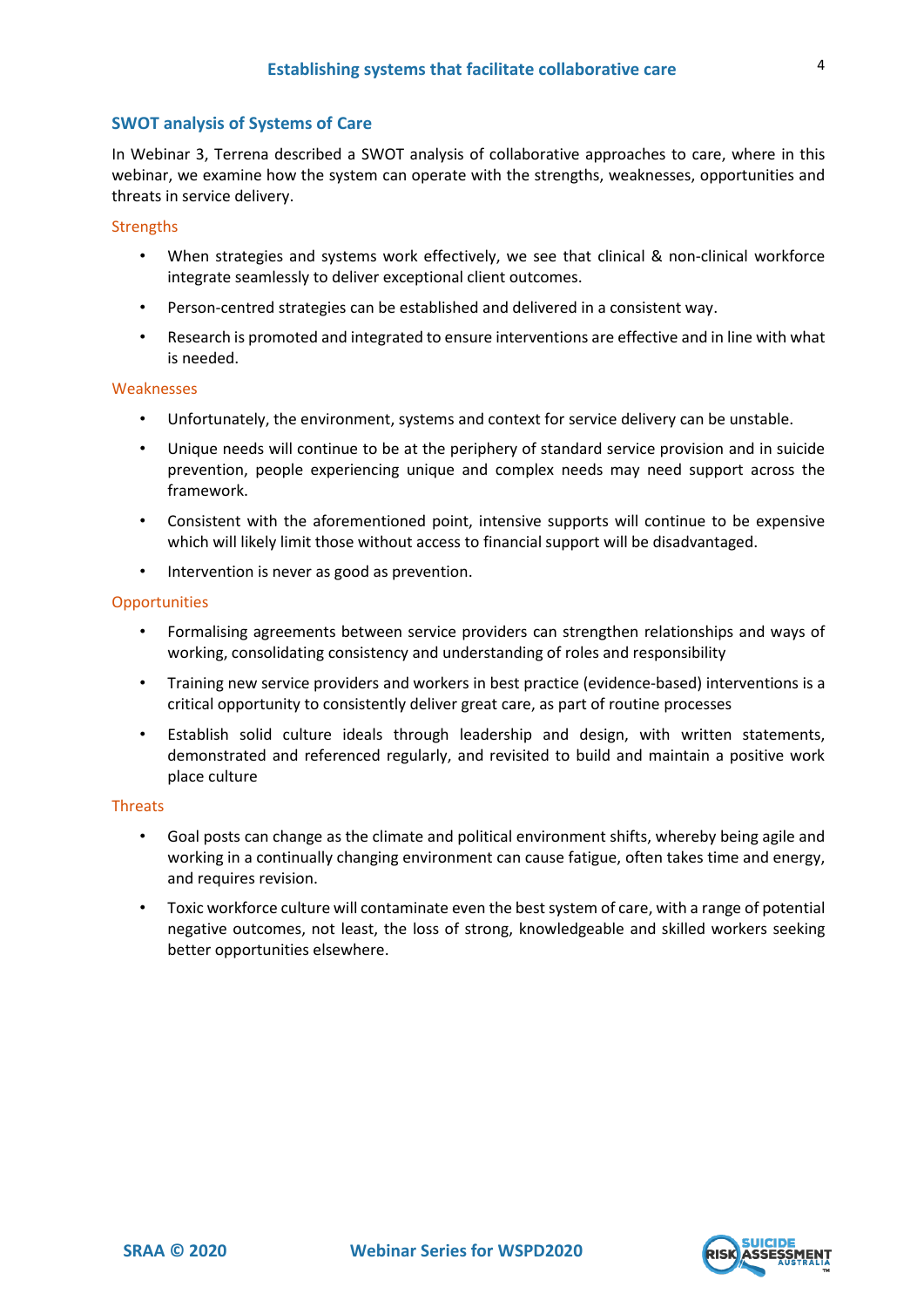## SWOT analysis of Systems of Care

In Webinar 3, Terrena described a SWOT analysis of collaborative approaches to care, where in this webinar, we examine how the system can operate with the strengths, weaknesses, opportunities and threats in service delivery.

### Strengths

- When strategies and systems work effectively, we see that clinical & non-clinical workforce integrate seamlessly to deliver exceptional client outcomes.
- Person-centred strategies can be established and delivered in a consistent way.
- Research is promoted and integrated to ensure interventions are effective and in line with what is needed.

### Weaknesses

- Unfortunately, the environment, systems and context for service delivery can be unstable.
- Unique needs will continue to be at the periphery of standard service provision and in suicide prevention, people experiencing unique and complex needs may need support across the framework.
- Consistent with the aforementioned point, intensive supports will continue to be expensive which will likely limit those without access to financial support will be disadvantaged.
- Intervention is never as good as prevention.

### Opportunities

- Formalising agreements between service providers can strengthen relationships and ways of working, consolidating consistency and understanding of roles and responsibility
- Training new service providers and workers in best practice (evidence-based) interventions is a critical opportunity to consistently deliver great care, as part of routine processes
- Establish solid culture ideals through leadership and design, with written statements, demonstrated and referenced regularly, and revisited to build and maintain a positive work place culture

### Threats

- Goal posts can change as the climate and political environment shifts, whereby being agile and working in a continually changing environment can cause fatigue, often takes time and energy, and requires revision.
- Toxic workforce culture will contaminate even the best system of care, with a range of potential negative outcomes, not least, the loss of strong, knowledgeable and skilled workers seeking better opportunities elsewhere.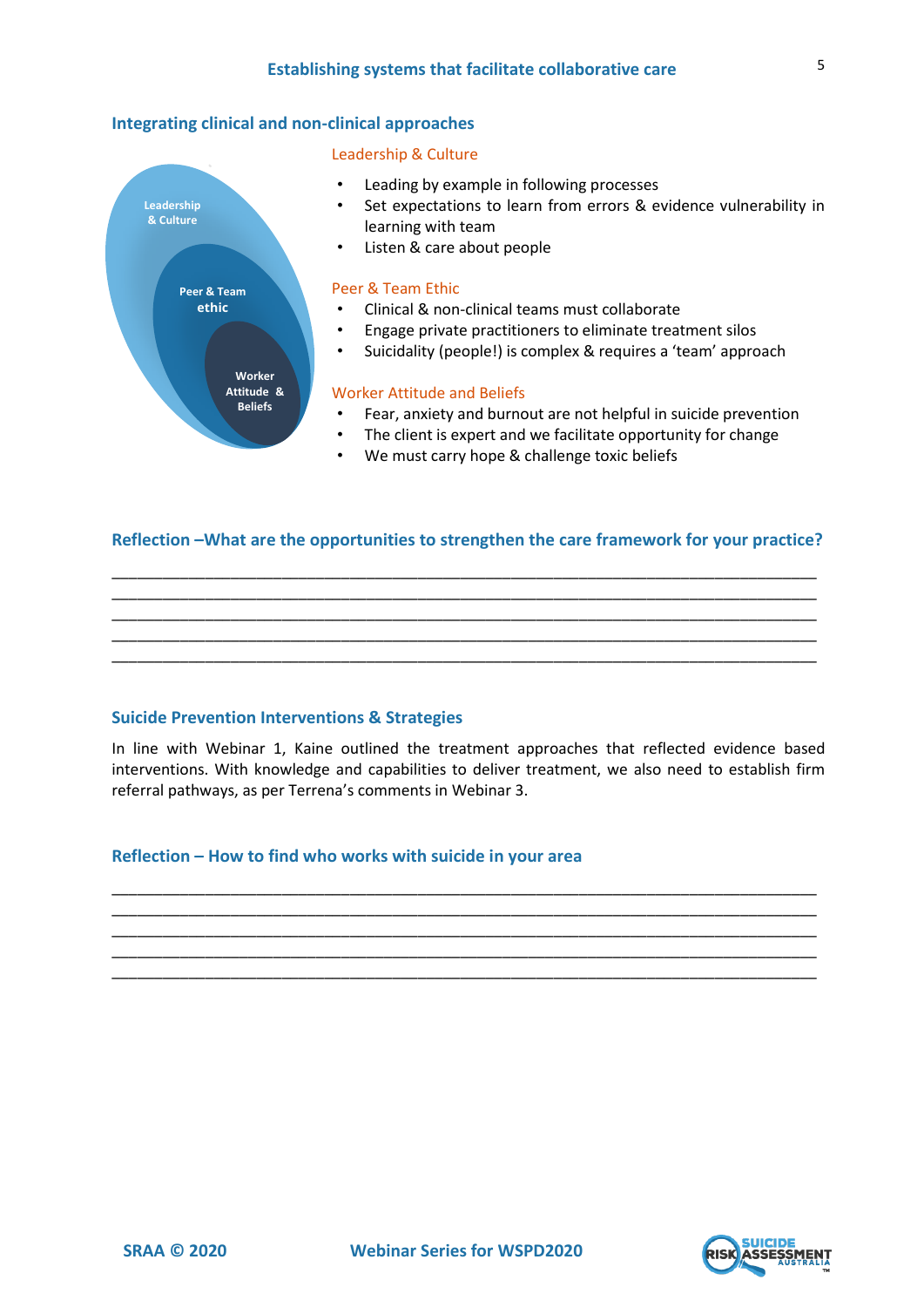## Establishing systems that facilitate collaborative care

### Integrating clinical and non-clinical approaches

Leadership & Culture

Peer & Team ethic

Worker Attitude & Beliefs

**Leadership & Culture**

- Leading by example in following processes
- Set expectations to learn from errors & evidence vulnerability in learning with team
- Listen & care about people

**Peer & Team Ethic**

- Clinical & non-clinical teams must collaborate
- Engage private practitioners to eliminate treatment silos
- Suicidality (people!) is complex & requires a 'team' approach

**Worker Attitude and Beliefs**

- Fear, anxiety and burnout are not helpful in suicide prevention
- The client is expert and we facilitate opportunity for change
- We must carry hope & challenge toxic beliefs

### Reflection –What are the opportunities to strengthen the care framework for your practice?

________________________________________________________________________________
________________________________________________________________________________
________________________________________________________________________________
________________________________________________________________________________
________________________________________________________________________________

### Suicide Prevention Interventions & Strategies

In line with Webinar 1, Kaine outlined the treatment approaches that reflected evidence based interventions. With knowledge and capabilities to deliver treatment, we also need to establish firm referral pathways, as per Terrena's comments in Webinar 3.

### Reflection – How to find who works with suicide in your area

________________________________________________________________________________
________________________________________________________________________________
________________________________________________________________________________
________________________________________________________________________________
________________________________________________________________________________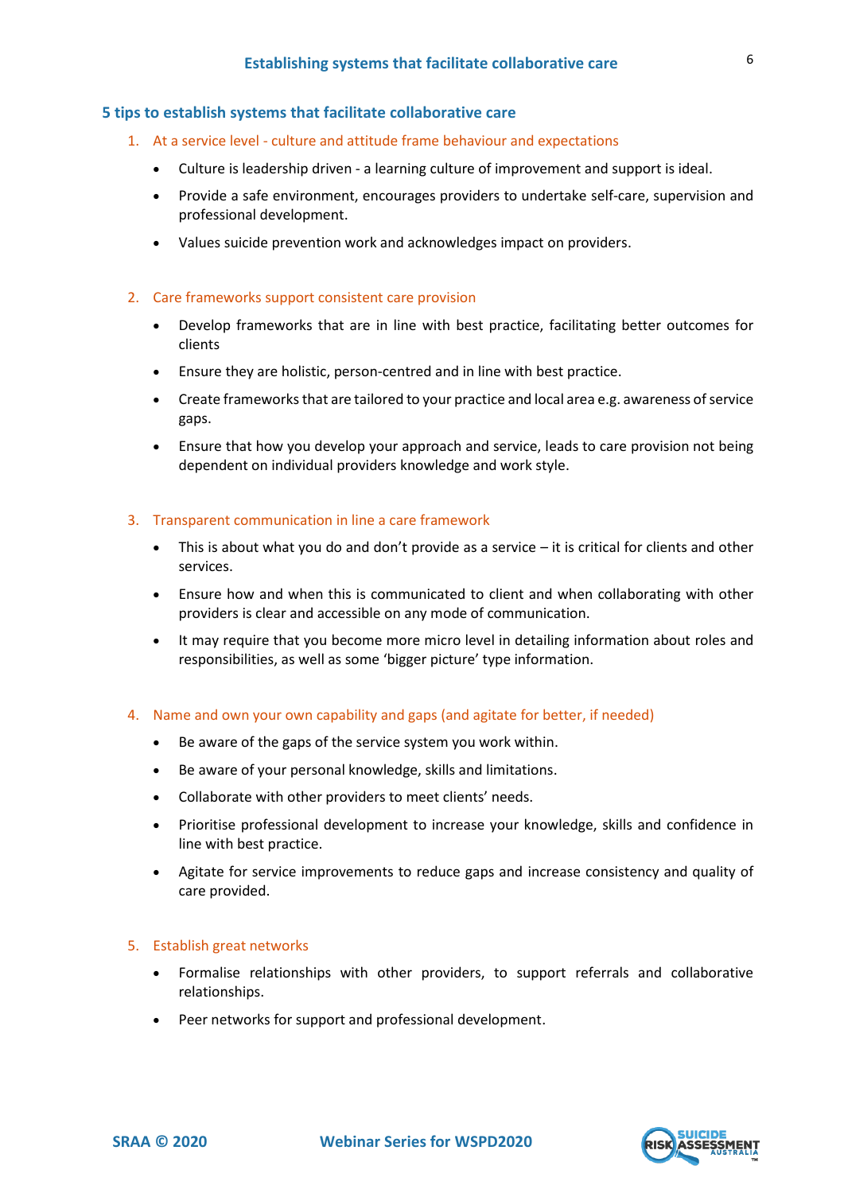## 5 tips to establish systems that facilitate collaborative care

1. At a service level - culture and attitude frame behaviour and expectations
   - Culture is leadership driven - a learning culture of improvement and support is ideal.
   - Provide a safe environment, encourages providers to undertake self-care, supervision and professional development.
   - Values suicide prevention work and acknowledges impact on providers.

2. Care frameworks support consistent care provision
   - Develop frameworks that are in line with best practice, facilitating better outcomes for clients
   - Ensure they are holistic, person-centred and in line with best practice.
   - Create frameworks that are tailored to your practice and local area e.g. awareness of service gaps.
   - Ensure that how you develop your approach and service, leads to care provision not being dependent on individual providers knowledge and work style.

3. Transparent communication in line a care framework
   - This is about what you do and don't provide as a service – it is critical for clients and other services.
   - Ensure how and when this is communicated to client and when collaborating with other providers is clear and accessible on any mode of communication.
   - It may require that you become more micro level in detailing information about roles and responsibilities, as well as some 'bigger picture' type information.

4. Name and own your own capability and gaps (and agitate for better, if needed)
   - Be aware of the gaps of the service system you work within.
   - Be aware of your personal knowledge, skills and limitations.
   - Collaborate with other providers to meet clients' needs.
   - Prioritise professional development to increase your knowledge, skills and confidence in line with best practice.
   - Agitate for service improvements to reduce gaps and increase consistency and quality of care provided.

5. Establish great networks
   - Formalise relationships with other providers, to support referrals and collaborative relationships.
   - Peer networks for support and professional development.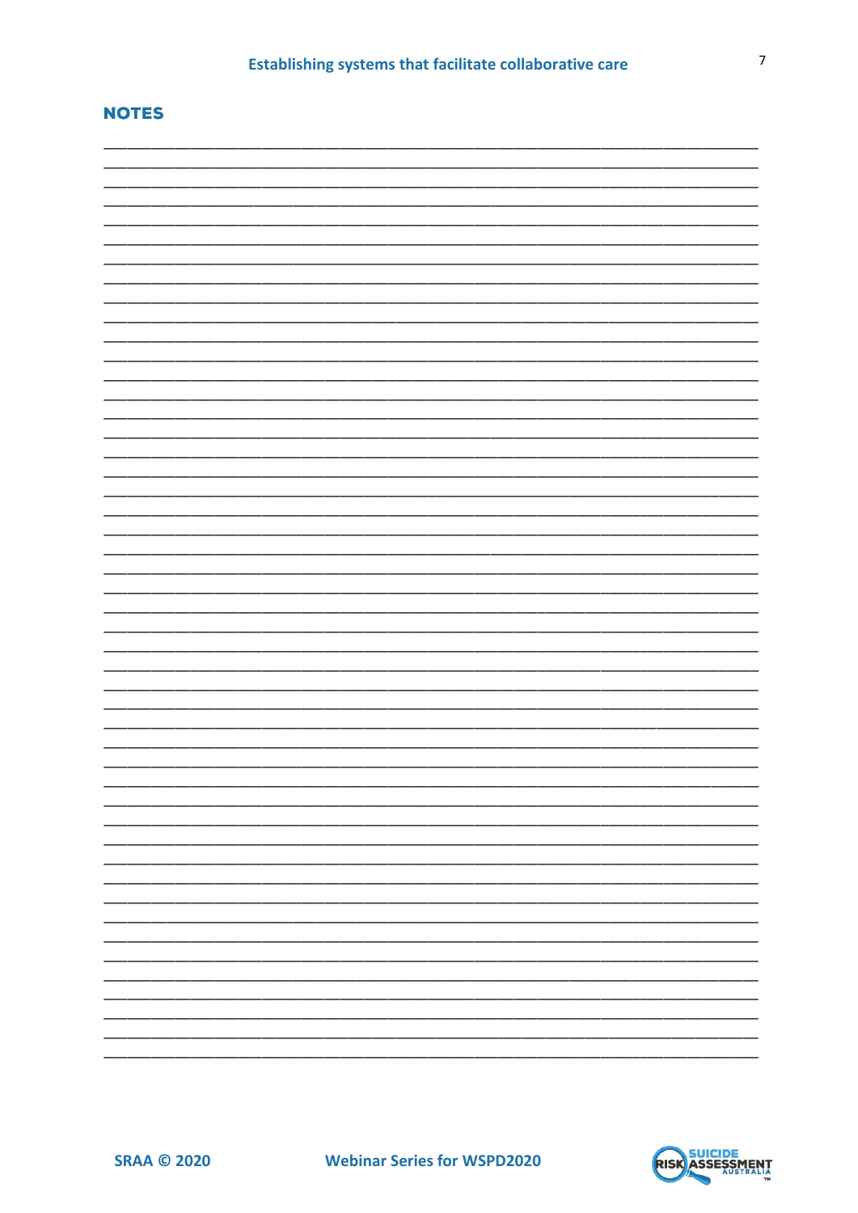## NOTES